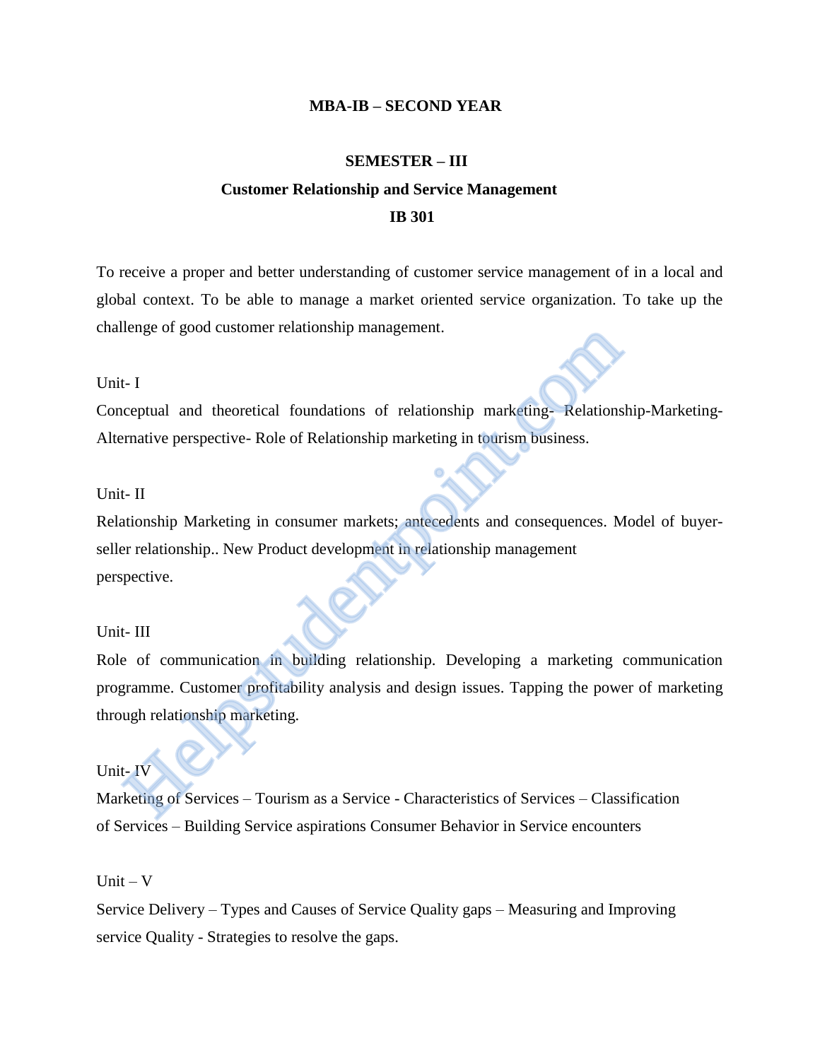**MBA-IB – SECOND YEAR**

**SEMESTER – III**

**Customer Relationship and Service Management**

**IB 301**

To receive a proper and better understanding of customer service management of in a local and global context. To be able to manage a market oriented service organization. To take up the challenge of good customer relationship management.

Unit- I

Conceptual and theoretical foundations of relationship marketing- Relationship-Marketing-Alternative perspective- Role of Relationship marketing in tourism business.

Unit- II

Relationship Marketing in consumer markets; antecedents and consequences. Model of buyer-seller relationship.. New Product development in relationship management perspective.

Unit- III

Role of communication in building relationship. Developing a marketing communication programme. Customer profitability analysis and design issues. Tapping the power of marketing through relationship marketing.

Unit- IV

Marketing of Services – Tourism as a Service - Characteristics of Services – Classification of Services – Building Service aspirations Consumer Behavior in Service encounters

Unit – V

Service Delivery – Types and Causes of Service Quality gaps – Measuring and Improving service Quality - Strategies to resolve the gaps.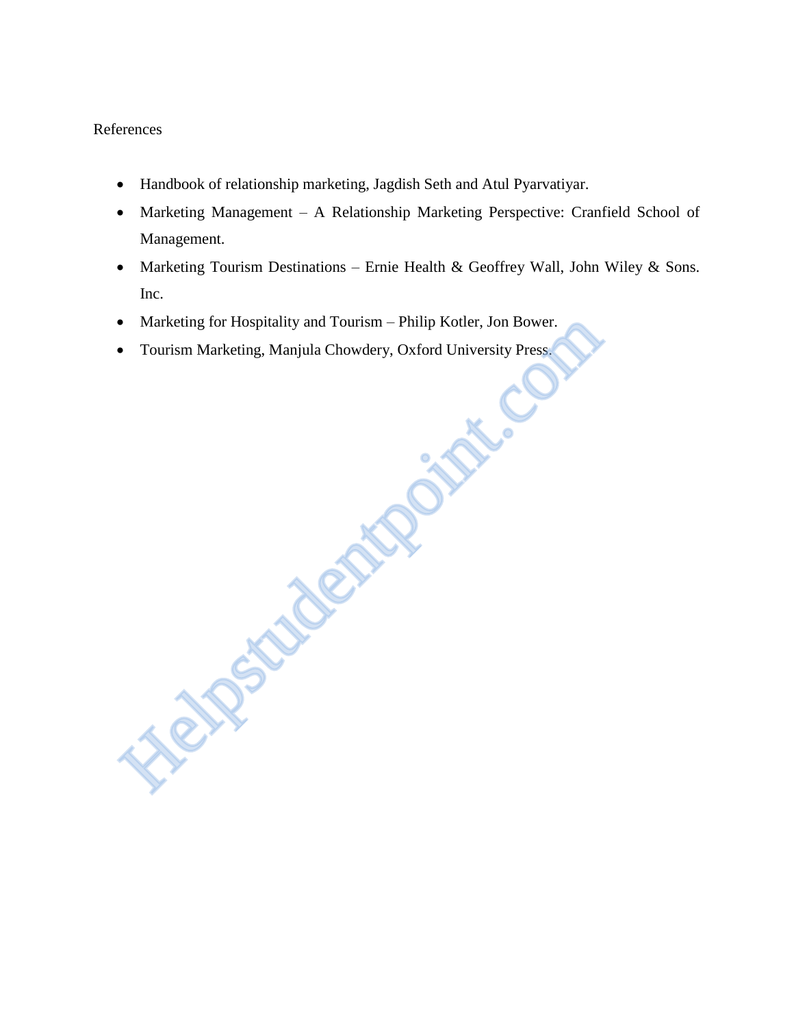References

- Handbook of relationship marketing, Jagdish Seth and Atul Pyarvatiyar.
- Marketing Management – A Relationship Marketing Perspective: Cranfield School of Management.
- Marketing Tourism Destinations – Ernie Health & Geoffrey Wall, John Wiley & Sons. Inc.
- Marketing for Hospitality and Tourism – Philip Kotler, Jon Bower.
- Tourism Marketing, Manjula Chowdery, Oxford University Press.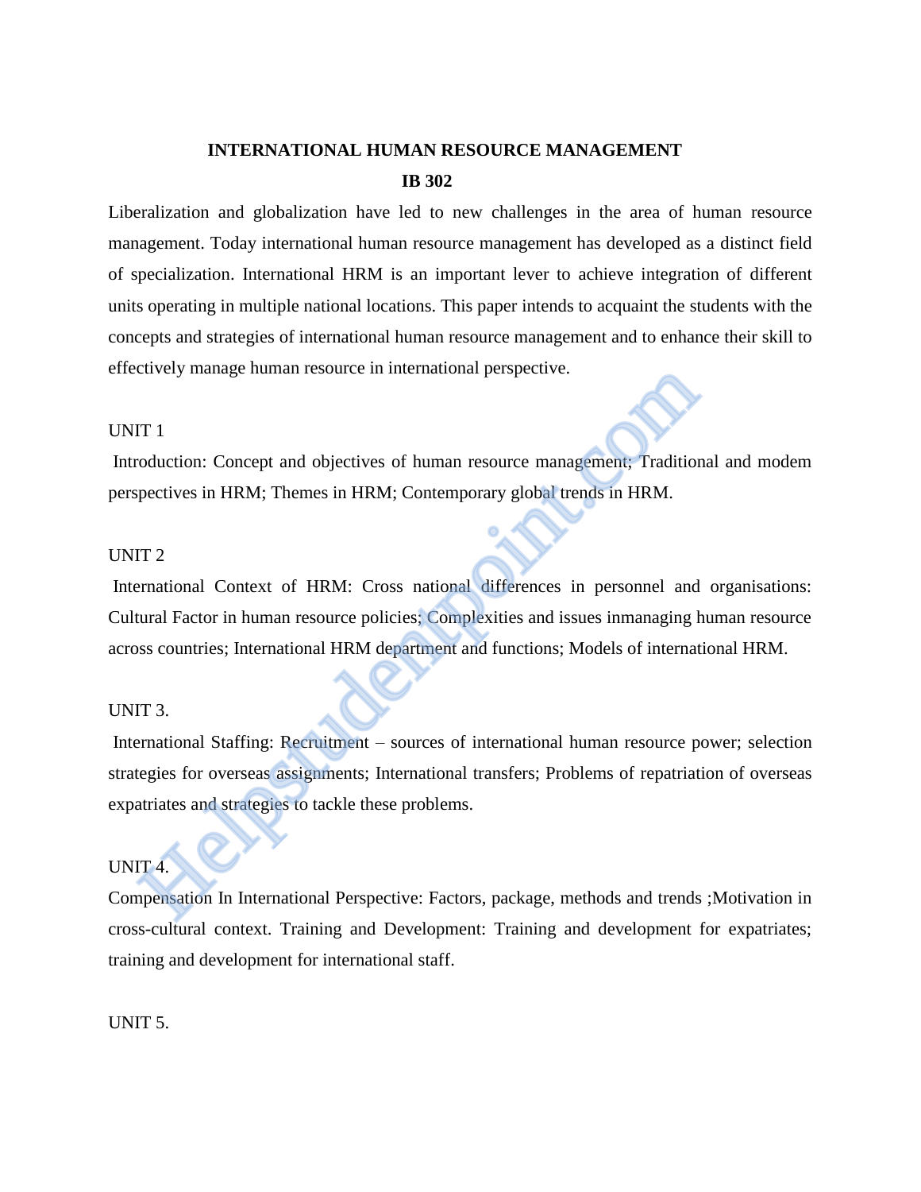# INTERNATIONAL HUMAN RESOURCE MANAGEMENT

## IB 302

Liberalization and globalization have led to new challenges in the area of human resource management. Today international human resource management has developed as a distinct field of specialization. International HRM is an important lever to achieve integration of different units operating in multiple national locations. This paper intends to acquaint the students with the concepts and strategies of international human resource management and to enhance their skill to effectively manage human resource in international perspective.

UNIT 1

Introduction: Concept and objectives of human resource management; Traditional and modem perspectives in HRM; Themes in HRM; Contemporary global trends in HRM.

UNIT 2

International Context of HRM: Cross national differences in personnel and organisations: Cultural Factor in human resource policies; Complexities and issues inmanaging human resource across countries; International HRM department and functions; Models of international HRM.

UNIT 3.

International Staffing: Recruitment – sources of international human resource power; selection strategies for overseas assignments; International transfers; Problems of repatriation of overseas expatriates and strategies to tackle these problems.

UNIT 4.

Compensation In International Perspective: Factors, package, methods and trends ;Motivation in cross-cultural context. Training and Development: Training and development for expatriates; training and development for international staff.

UNIT 5.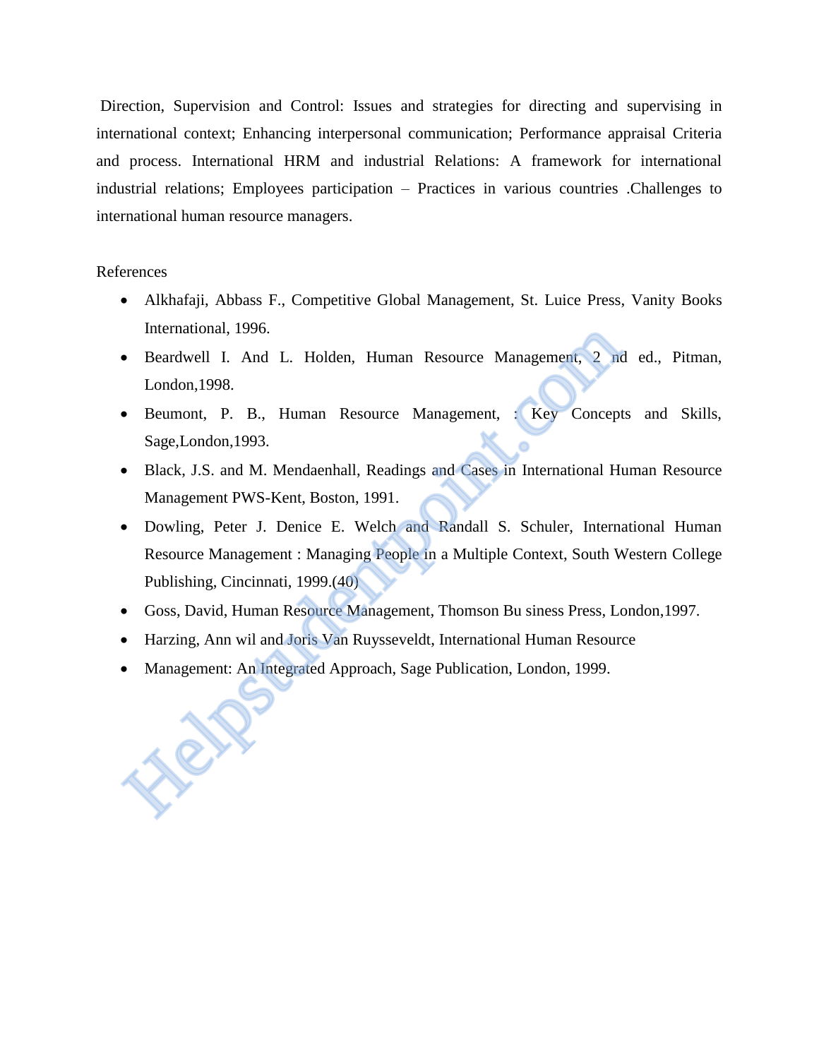Direction, Supervision and Control: Issues and strategies for directing and supervising in international context; Enhancing interpersonal communication; Performance appraisal Criteria and process. International HRM and industrial Relations: A framework for international industrial relations; Employees participation – Practices in various countries .Challenges to international human resource managers.

References

- Alkhafaji, Abbass F., Competitive Global Management, St. Luice Press, Vanity Books International, 1996.
- Beardwell I. And L. Holden, Human Resource Management, 2 nd ed., Pitman, London,1998.
- Beumont, P. B., Human Resource Management, : Key Concepts and Skills, Sage,London,1993.
- Black, J.S. and M. Mendaenhall, Readings and Cases in International Human Resource Management PWS-Kent, Boston, 1991.
- Dowling, Peter J. Denice E. Welch and Randall S. Schuler, International Human Resource Management : Managing People in a Multiple Context, South Western College Publishing, Cincinnati, 1999.(40)
- Goss, David, Human Resource Management, Thomson Bu siness Press, London,1997.
- Harzing, Ann wil and Joris Van Ruysseveldt, International Human Resource
- Management: An Integrated Approach, Sage Publication, London, 1999.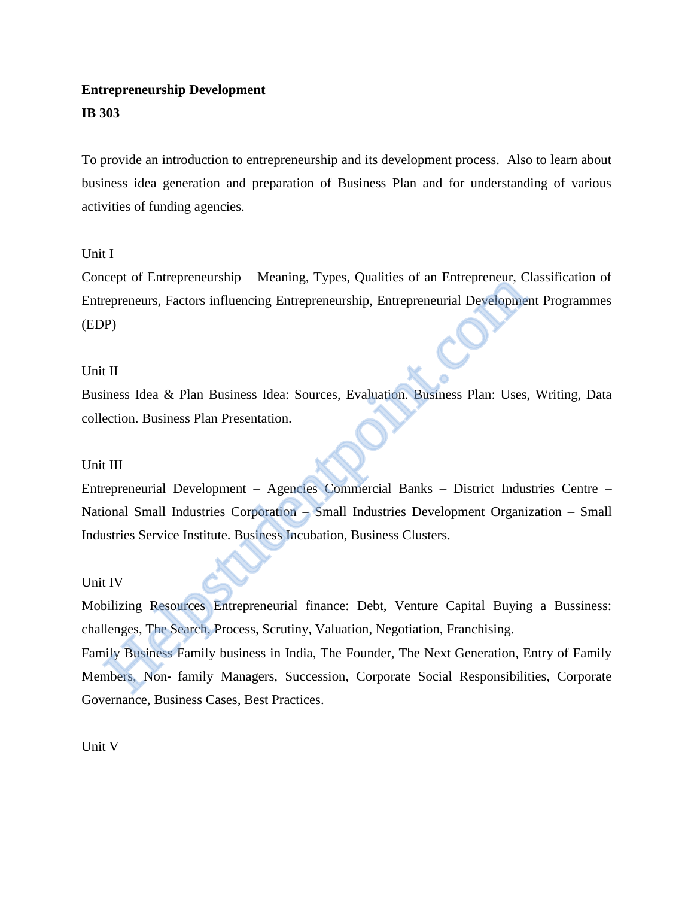**Entrepreneurship Development**

**IB 303**

To provide an introduction to entrepreneurship and its development process. Also to learn about business idea generation and preparation of Business Plan and for understanding of various activities of funding agencies.

Unit I

Concept of Entrepreneurship – Meaning, Types, Qualities of an Entrepreneur, Classification of Entrepreneurs, Factors influencing Entrepreneurship, Entrepreneurial Development Programmes (EDP)

Unit II

Business Idea & Plan Business Idea: Sources, Evaluation. Business Plan: Uses, Writing, Data collection. Business Plan Presentation.

Unit III

Entrepreneurial Development – Agencies Commercial Banks – District Industries Centre – National Small Industries Corporation – Small Industries Development Organization – Small Industries Service Institute. Business Incubation, Business Clusters.

Unit IV

Mobilizing Resources Entrepreneurial finance: Debt, Venture Capital Buying a Bussiness: challenges, The Search, Process, Scrutiny, Valuation, Negotiation, Franchising.

Family Business Family business in India, The Founder, The Next Generation, Entry of Family Members, Non- family Managers, Succession, Corporate Social Responsibilities, Corporate Governance, Business Cases, Best Practices.

Unit V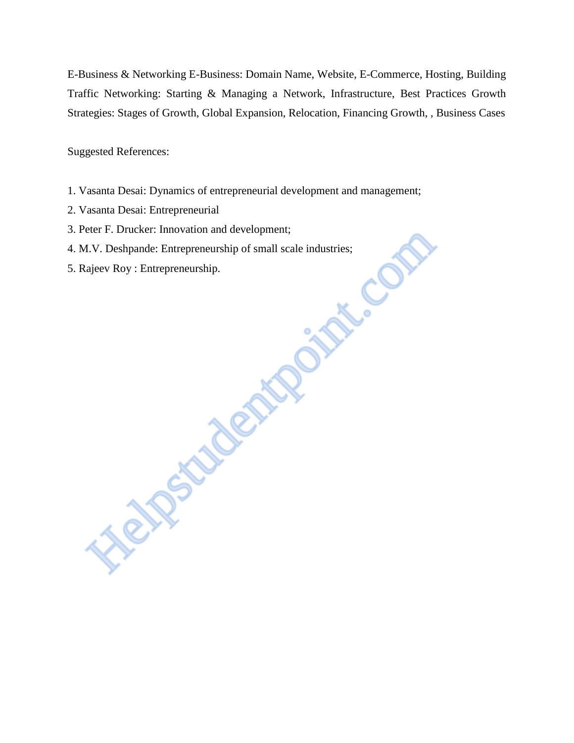E-Business & Networking E-Business: Domain Name, Website, E-Commerce, Hosting, Building Traffic Networking: Starting & Managing a Network, Infrastructure, Best Practices Growth Strategies: Stages of Growth, Global Expansion, Relocation, Financing Growth, , Business Cases

Suggested References:

1. Vasanta Desai: Dynamics of entrepreneurial development and management;
2. Vasanta Desai: Entrepreneurial
3. Peter F. Drucker: Innovation and development;
4. M.V. Deshpande: Entrepreneurship of small scale industries;
5. Rajeev Roy : Entrepreneurship.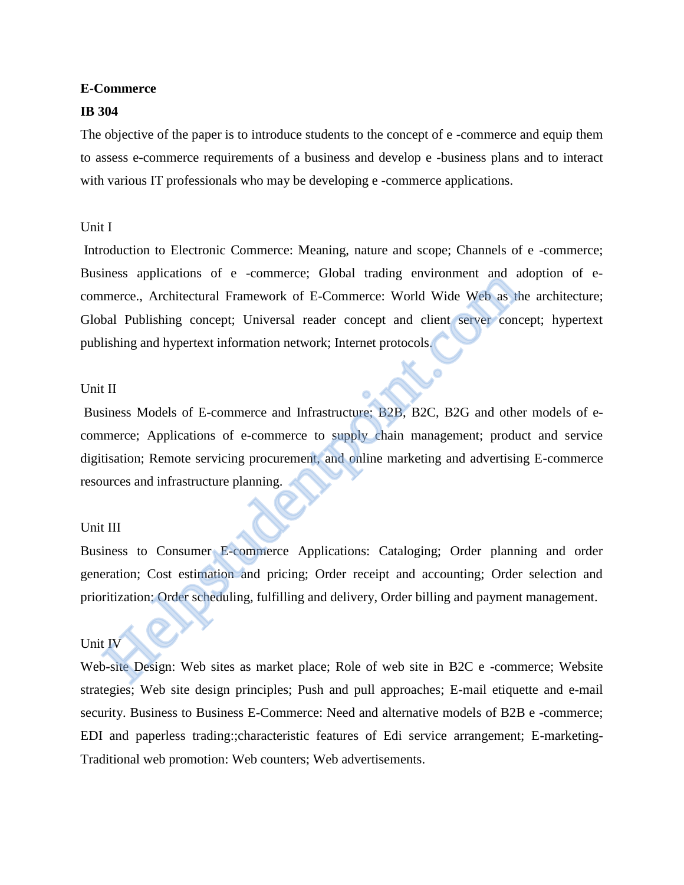**E-Commerce**

**IB 304**

The objective of the paper is to introduce students to the concept of e -commerce and equip them to assess e-commerce requirements of a business and develop e -business plans and to interact with various IT professionals who may be developing e -commerce applications.

Unit I

Introduction to Electronic Commerce: Meaning, nature and scope; Channels of e -commerce; Business applications of e -commerce; Global trading environment and adoption of e-commerce., Architectural Framework of E-Commerce: World Wide Web as the architecture; Global Publishing concept; Universal reader concept and client server concept; hypertext publishing and hypertext information network; Internet protocols.

Unit II

Business Models of E-commerce and Infrastructure; B2B, B2C, B2G and other models of e-commerce; Applications of e-commerce to supply chain management; product and service digitisation; Remote servicing procurement, and online marketing and advertising E-commerce resources and infrastructure planning.

Unit III

Business to Consumer E-commerce Applications: Cataloging; Order planning and order generation; Cost estimation and pricing; Order receipt and accounting; Order selection and prioritization: Order scheduling, fulfilling and delivery, Order billing and payment management.

Unit IV

Web-site Design: Web sites as market place; Role of web site in B2C e -commerce; Website strategies; Web site design principles; Push and pull approaches; E-mail etiquette and e-mail security. Business to Business E-Commerce: Need and alternative models of B2B e -commerce; EDI and paperless trading:;characteristic features of Edi service arrangement; E-marketing-Traditional web promotion: Web counters; Web advertisements.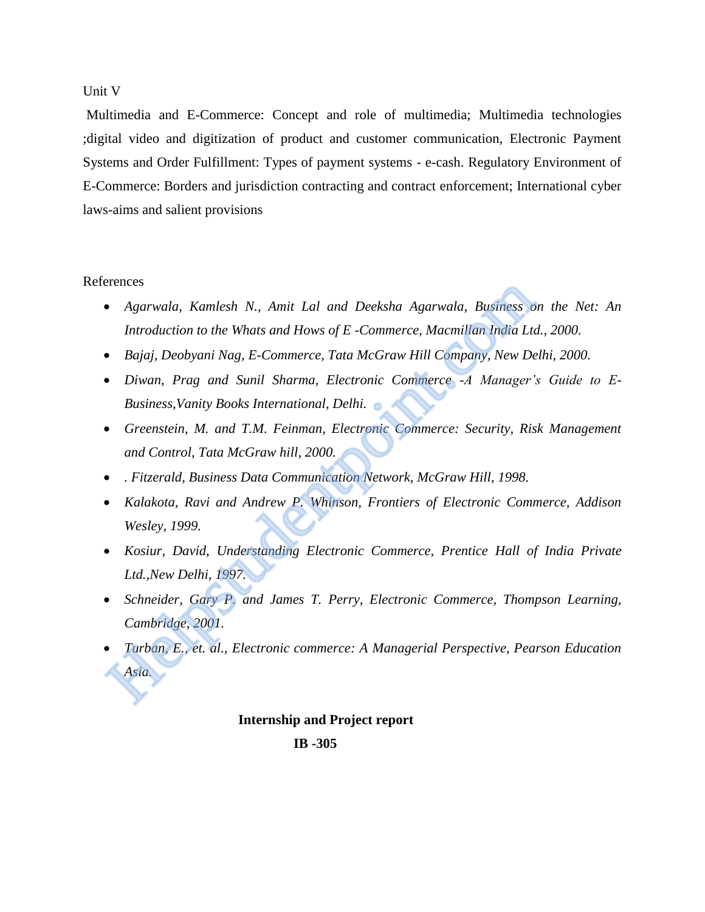Unit V

Multimedia and E-Commerce: Concept and role of multimedia; Multimedia technologies ;digital video and digitization of product and customer communication, Electronic Payment Systems and Order Fulfillment: Types of payment systems - e-cash. Regulatory Environment of E-Commerce: Borders and jurisdiction contracting and contract enforcement; International cyber laws-aims and salient provisions

References

- *Agarwala, Kamlesh N., Amit Lal and Deeksha Agarwala, Business on the Net: An Introduction to the Whats and Hows of E -Commerce, Macmillan India Ltd., 2000.*
- *Bajaj, Deobyani Nag, E-Commerce, Tata McGraw Hill Company, New Delhi, 2000.*
- *Diwan, Prag and Sunil Sharma, Electronic Commerce -A Manager's Guide to E-Business,Vanity Books International, Delhi.*
- *Greenstein, M. and T.M. Feinman, Electronic Commerce: Security, Risk Management and Control, Tata McGraw hill, 2000.*
- *. Fitzerald, Business Data Communication Network, McGraw Hill, 1998.*
- *Kalakota, Ravi and Andrew P. Whinson, Frontiers of Electronic Commerce, Addison Wesley, 1999.*
- *Kosiur, David, Understanding Electronic Commerce, Prentice Hall of India Private Ltd.,New Delhi, 1997.*
- *Schneider, Gary P. and James T. Perry, Electronic Commerce, Thompson Learning, Cambridge, 2001.*
- *Turban, E., et. al., Electronic commerce: A Managerial Perspective, Pearson Education Asia.*

**Internship and Project report**

**IB -305**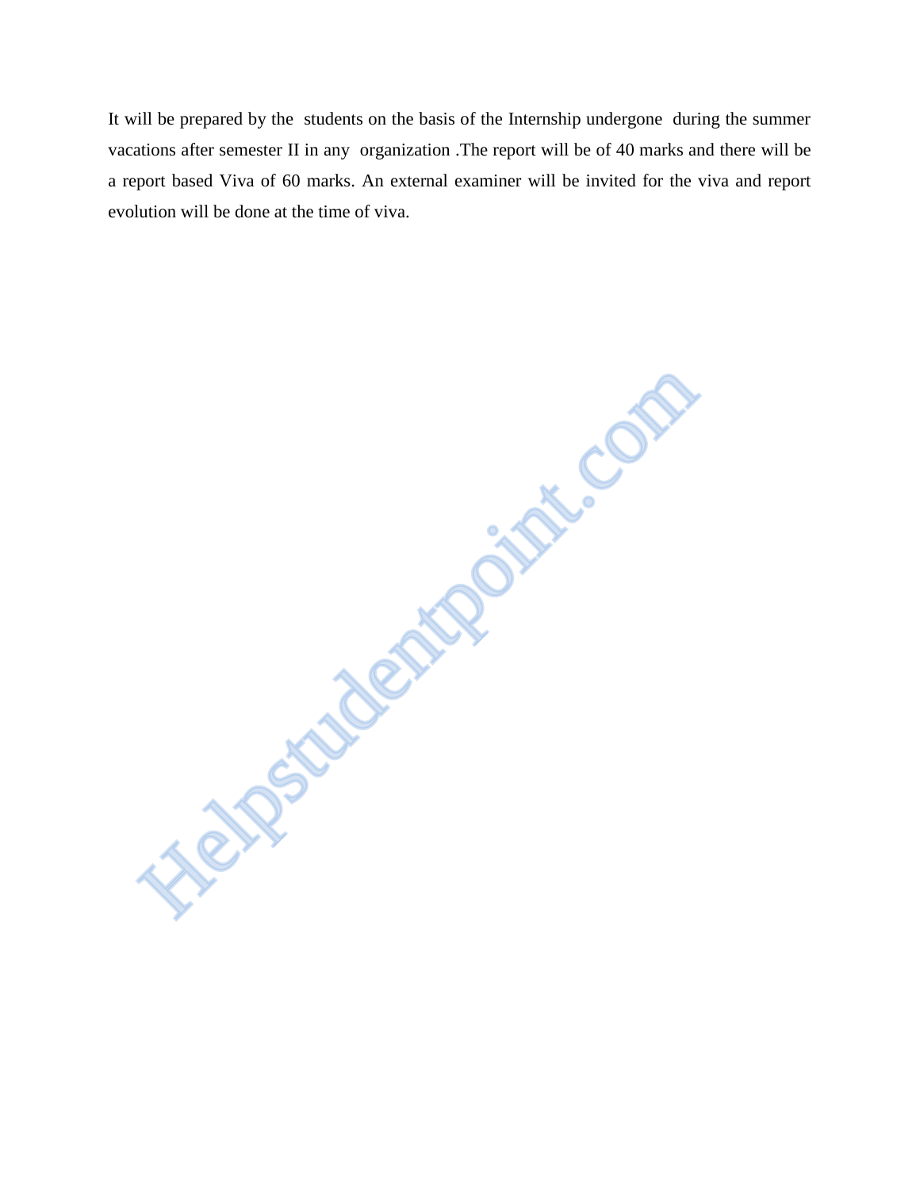It will be prepared by the students on the basis of the Internship undergone during the summer vacations after semester II in any organization .The report will be of 40 marks and there will be a report based Viva of 60 marks. An external examiner will be invited for the viva and report evolution will be done at the time of viva.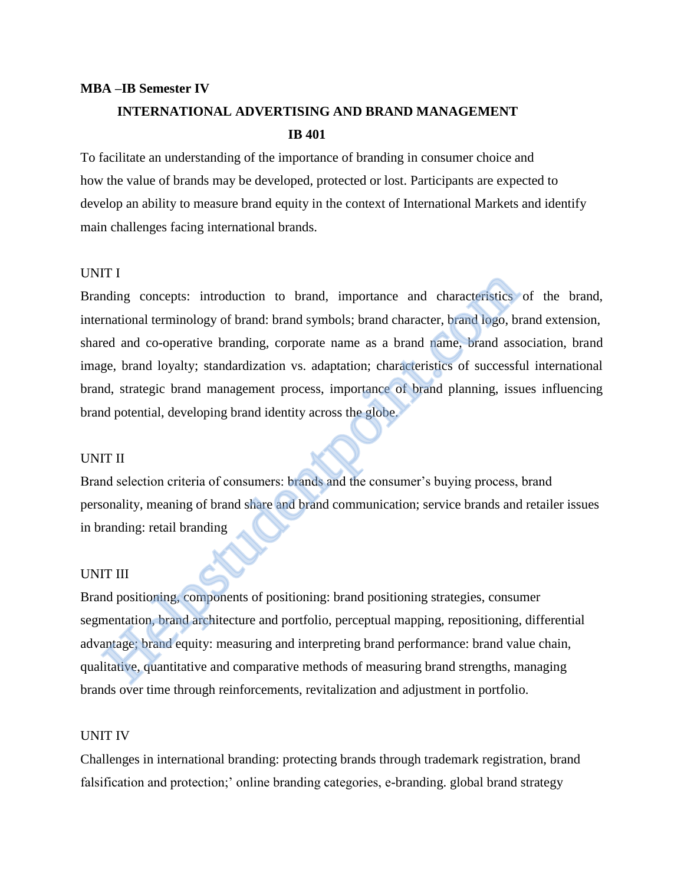**MBA –IB Semester IV**

**INTERNATIONAL ADVERTISING AND BRAND MANAGEMENT**

**IB 401**

To facilitate an understanding of the importance of branding in consumer choice and how the value of brands may be developed, protected or lost. Participants are expected to develop an ability to measure brand equity in the context of International Markets and identify main challenges facing international brands.

UNIT I

Branding concepts: introduction to brand, importance and characteristics of the brand, international terminology of brand: brand symbols; brand character, brand logo, brand extension, shared and co-operative branding, corporate name as a brand name, brand association, brand image, brand loyalty; standardization vs. adaptation; characteristics of successful international brand, strategic brand management process, importance of brand planning, issues influencing brand potential, developing brand identity across the globe.

UNIT II

Brand selection criteria of consumers: brands and the consumer's buying process, brand personality, meaning of brand share and brand communication; service brands and retailer issues in branding: retail branding

UNIT III

Brand positioning, components of positioning: brand positioning strategies, consumer segmentation, brand architecture and portfolio, perceptual mapping, repositioning, differential advantage; brand equity: measuring and interpreting brand performance: brand value chain, qualitative, quantitative and comparative methods of measuring brand strengths, managing brands over time through reinforcements, revitalization and adjustment in portfolio.

UNIT IV

Challenges in international branding: protecting brands through trademark registration, brand falsification and protection;' online branding categories, e-branding. global brand strategy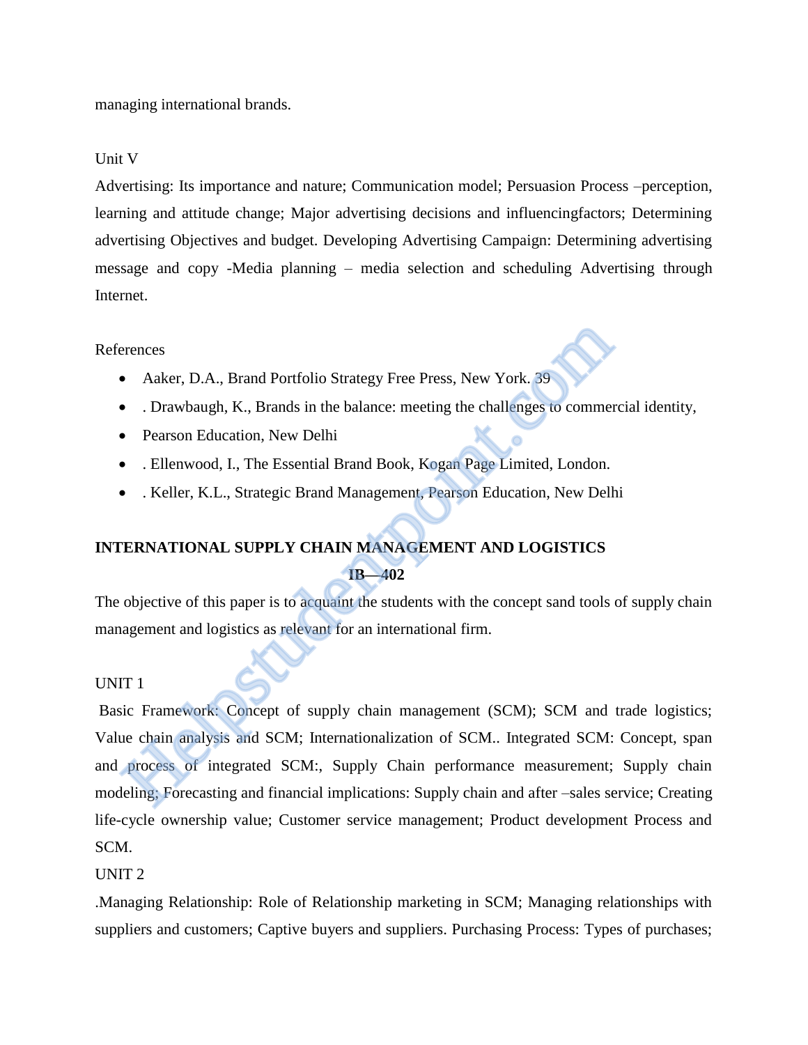managing international brands.

Unit V

Advertising: Its importance and nature; Communication model; Persuasion Process –perception, learning and attitude change; Major advertising decisions and influencingfactors; Determining advertising Objectives and budget. Developing Advertising Campaign: Determining advertising message and copy -Media planning – media selection and scheduling Advertising through Internet.

References

- Aaker, D.A., Brand Portfolio Strategy Free Press, New York. 39
- . Drawbaugh, K., Brands in the balance: meeting the challenges to commercial identity,
- Pearson Education, New Delhi
- . Ellenwood, I., The Essential Brand Book, Kogan Page Limited, London.
- . Keller, K.L., Strategic Brand Management, Pearson Education, New Delhi

**INTERNATIONAL SUPPLY CHAIN MANAGEMENT AND LOGISTICS**

**IB—402**

The objective of this paper is to acquaint the students with the concept sand tools of supply chain management and logistics as relevant for an international firm.

UNIT 1

Basic Framework: Concept of supply chain management (SCM); SCM and trade logistics; Value chain analysis and SCM; Internationalization of SCM.. Integrated SCM: Concept, span and process of integrated SCM:, Supply Chain performance measurement; Supply chain modeling; Forecasting and financial implications: Supply chain and after –sales service; Creating life-cycle ownership value; Customer service management; Product development Process and SCM.

UNIT 2

.Managing Relationship: Role of Relationship marketing in SCM; Managing relationships with suppliers and customers; Captive buyers and suppliers. Purchasing Process: Types of purchases;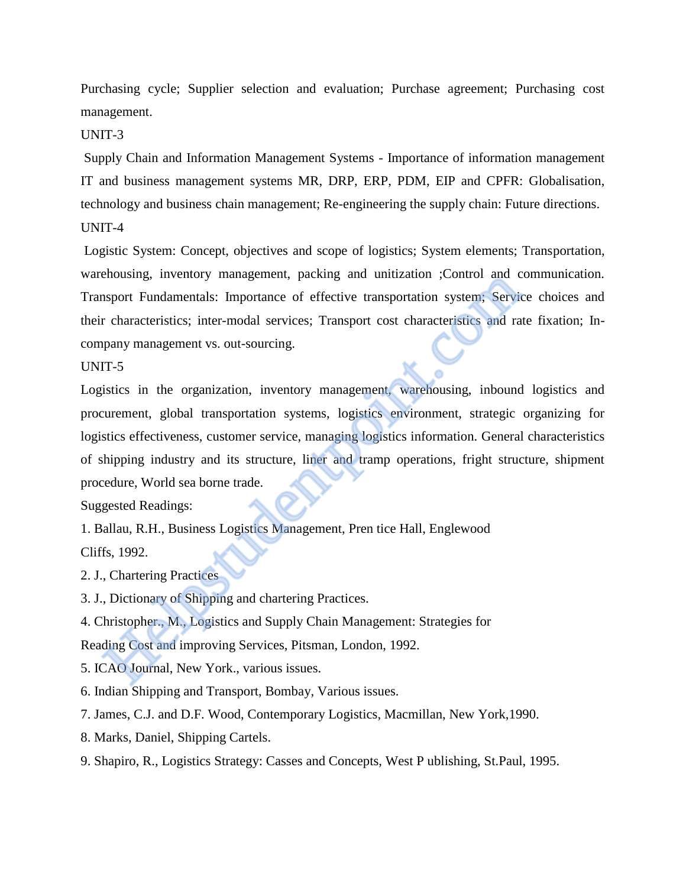Purchasing cycle; Supplier selection and evaluation; Purchase agreement; Purchasing cost management.

UNIT-3

Supply Chain and Information Management Systems - Importance of information management IT and business management systems MR, DRP, ERP, PDM, EIP and CPFR: Globalisation, technology and business chain management; Re-engineering the supply chain: Future directions.

UNIT-4

Logistic System: Concept, objectives and scope of logistics; System elements; Transportation, warehousing, inventory management, packing and unitization ;Control and communication. Transport Fundamentals: Importance of effective transportation system; Service choices and their characteristics; inter-modal services; Transport cost characteristics and rate fixation; In-company management vs. out-sourcing.

UNIT-5

Logistics in the organization, inventory management, warehousing, inbound logistics and procurement, global transportation systems, logistics environment, strategic organizing for logistics effectiveness, customer service, managing logistics information. General characteristics of shipping industry and its structure, liner and tramp operations, fright structure, shipment procedure, World sea borne trade.

Suggested Readings:

1. Ballau, R.H., Business Logistics Management, Pren tice Hall, Englewood Cliffs, 1992.
2. J., Chartering Practices
3. J., Dictionary of Shipping and chartering Practices.
4. Christopher., M., Logistics and Supply Chain Management: Strategies for Reading Cost and improving Services, Pitsman, London, 1992.
5. ICAO Journal, New York., various issues.
6. Indian Shipping and Transport, Bombay, Various issues.
7. James, C.J. and D.F. Wood, Contemporary Logistics, Macmillan, New York,1990.
8. Marks, Daniel, Shipping Cartels.
9. Shapiro, R., Logistics Strategy: Casses and Concepts, West P ublishing, St.Paul, 1995.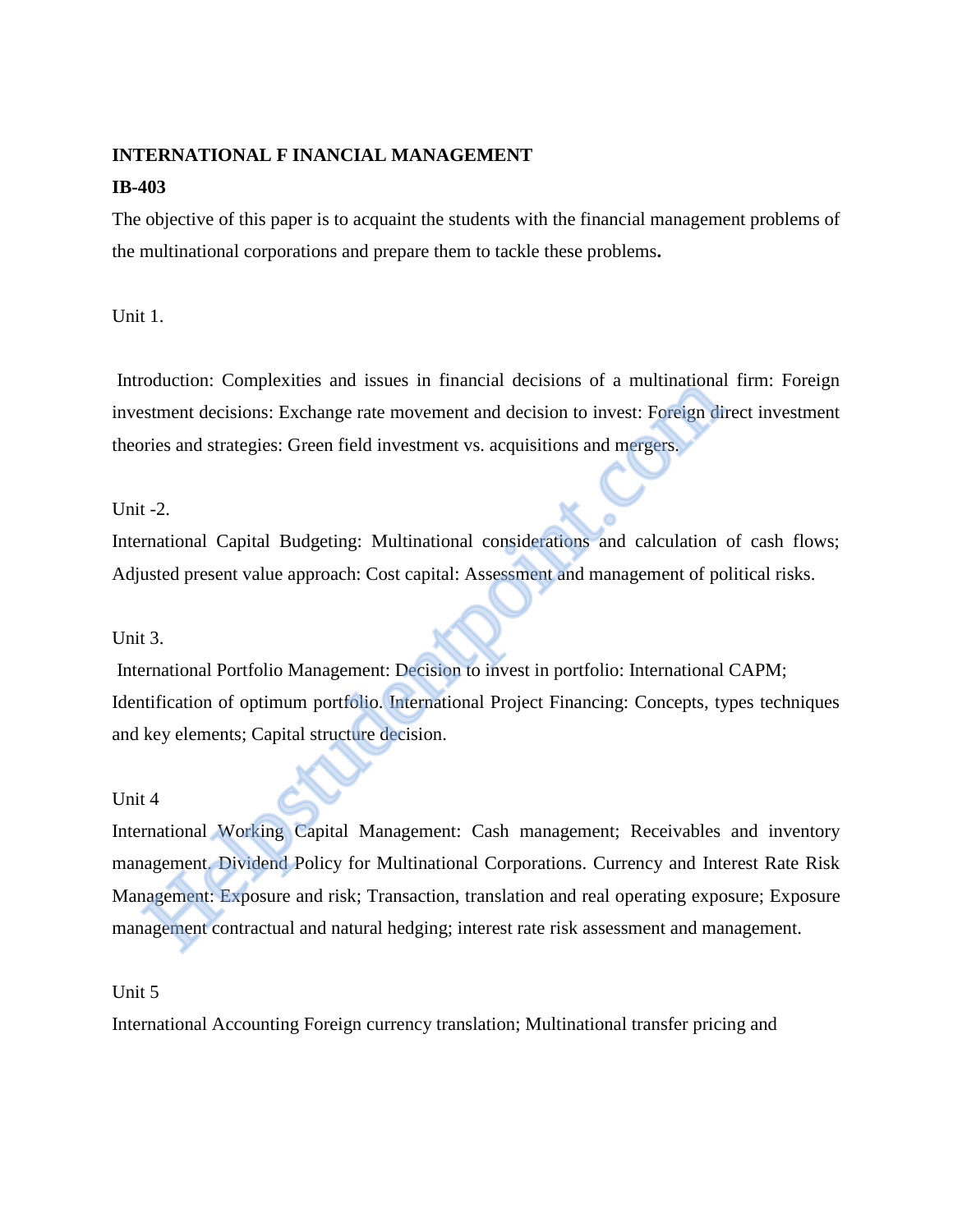**INTERNATIONAL F INANCIAL MANAGEMENT**

**IB-403**

The objective of this paper is to acquaint the students with the financial management problems of the multinational corporations and prepare them to tackle these problems**.**

Unit 1.

Introduction: Complexities and issues in financial decisions of a multinational firm: Foreign investment decisions: Exchange rate movement and decision to invest: Foreign direct investment theories and strategies: Green field investment vs. acquisitions and mergers.

Unit -2.

International Capital Budgeting: Multinational considerations and calculation of cash flows; Adjusted present value approach: Cost capital: Assessment and management of political risks.

Unit 3.

International Portfolio Management: Decision to invest in portfolio: International CAPM; Identification of optimum portfolio. International Project Financing: Concepts, types techniques and key elements; Capital structure decision.

Unit 4

International Working Capital Management: Cash management; Receivables and inventory management. Dividend Policy for Multinational Corporations. Currency and Interest Rate Risk Management: Exposure and risk; Transaction, translation and real operating exposure; Exposure management contractual and natural hedging; interest rate risk assessment and management.

Unit 5

International Accounting Foreign currency translation; Multinational transfer pricing and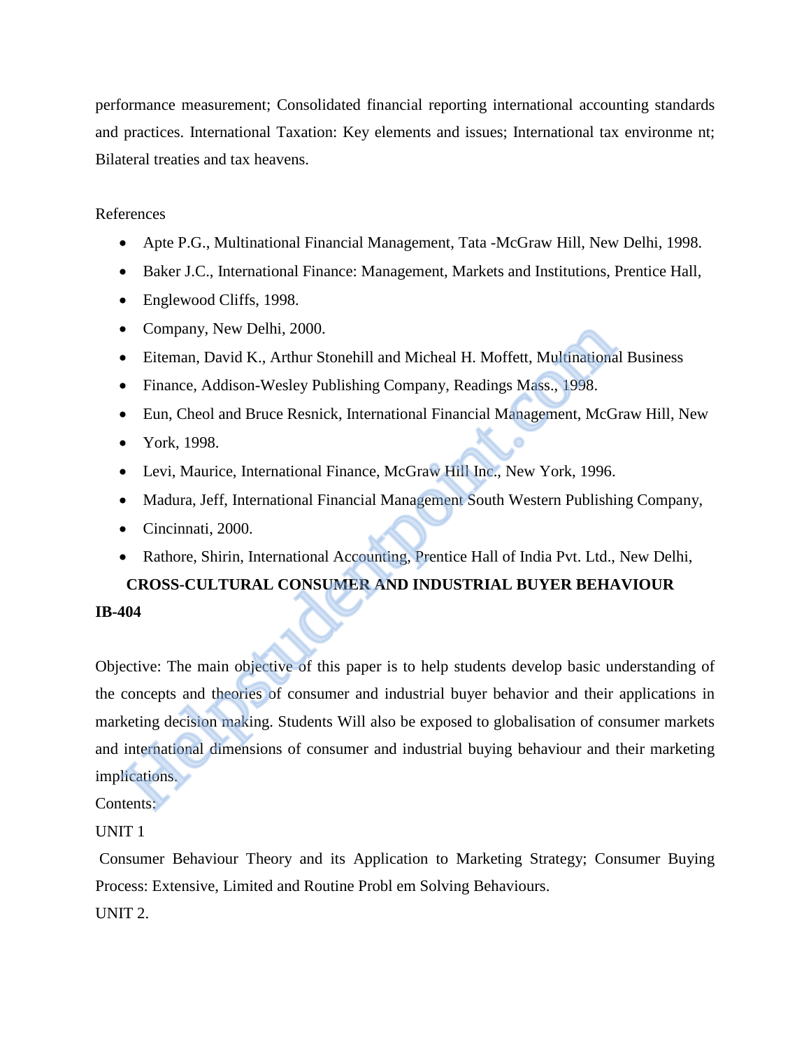performance measurement; Consolidated financial reporting international accounting standards and practices. International Taxation: Key elements and issues; International tax environme nt; Bilateral treaties and tax heavens.

References

- Apte P.G., Multinational Financial Management, Tata -McGraw Hill, New Delhi, 1998.
- Baker J.C., International Finance: Management, Markets and Institutions, Prentice Hall,
- Englewood Cliffs, 1998.
- Company, New Delhi, 2000.
- Eiteman, David K., Arthur Stonehill and Micheal H. Moffett, Multinational Business
- Finance, Addison-Wesley Publishing Company, Readings Mass., 1998.
- Eun, Cheol and Bruce Resnick, International Financial Management, McGraw Hill, New
- York, 1998.
- Levi, Maurice, International Finance, McGraw Hill Inc., New York, 1996.
- Madura, Jeff, International Financial Management South Western Publishing Company,
- Cincinnati, 2000.
- Rathore, Shirin, International Accounting, Prentice Hall of India Pvt. Ltd., New Delhi,

**CROSS-CULTURAL CONSUMER AND INDUSTRIAL BUYER BEHAVIOUR**

**IB-404**

Objective: The main objective of this paper is to help students develop basic understanding of the concepts and theories of consumer and industrial buyer behavior and their applications in marketing decision making. Students Will also be exposed to globalisation of consumer markets and international dimensions of consumer and industrial buying behaviour and their marketing implications.

Contents:

UNIT 1

Consumer Behaviour Theory and its Application to Marketing Strategy; Consumer Buying Process: Extensive, Limited and Routine Probl em Solving Behaviours.

UNIT 2.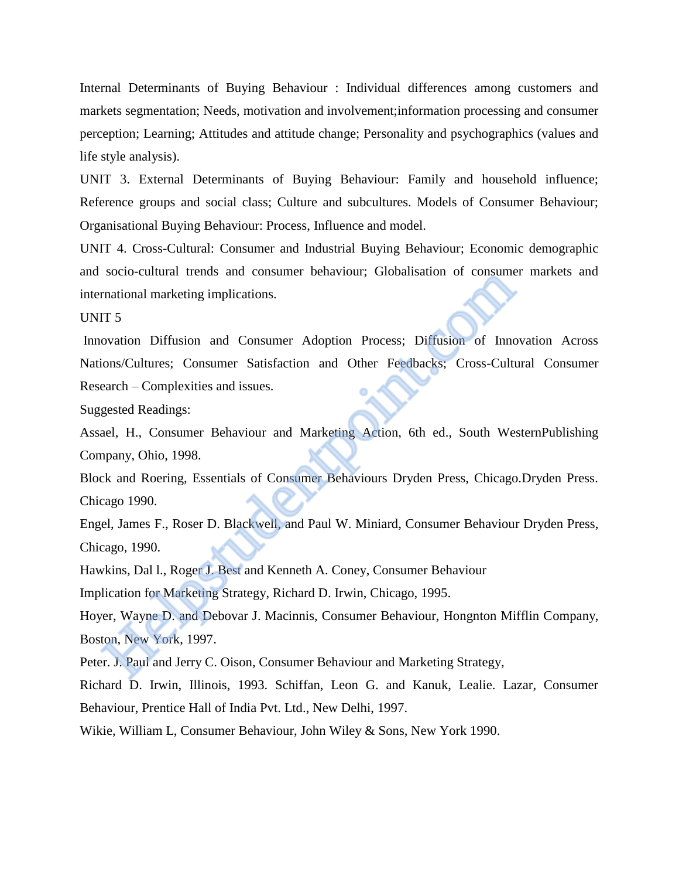Internal Determinants of Buying Behaviour : Individual differences among customers and markets segmentation; Needs, motivation and involvement;information processing and consumer perception; Learning; Attitudes and attitude change; Personality and psychographics (values and life style analysis).

UNIT 3. External Determinants of Buying Behaviour: Family and household influence; Reference groups and social class; Culture and subcultures. Models of Consumer Behaviour; Organisational Buying Behaviour: Process, Influence and model.

UNIT 4. Cross-Cultural: Consumer and Industrial Buying Behaviour; Economic demographic and socio-cultural trends and consumer behaviour; Globalisation of consumer markets and international marketing implications.

UNIT 5

Innovation Diffusion and Consumer Adoption Process; Diffusion of Innovation Across Nations/Cultures; Consumer Satisfaction and Other Feedbacks; Cross-Cultural Consumer Research – Complexities and issues.

Suggested Readings:

Assael, H., Consumer Behaviour and Marketing Action, 6th ed., South WesternPublishing Company, Ohio, 1998.

Block and Roering, Essentials of Consumer Behaviours Dryden Press, Chicago.Dryden Press. Chicago 1990.

Engel, James F., Roser D. Blackwell, and Paul W. Miniard, Consumer Behaviour Dryden Press, Chicago, 1990.

Hawkins, Dal l., Roger J. Best and Kenneth A. Coney, Consumer Behaviour

Implication for Marketing Strategy, Richard D. Irwin, Chicago, 1995.

Hoyer, Wayne D. and Debovar J. Macinnis, Consumer Behaviour, Hongnton Mifflin Company, Boston, New York, 1997.

Peter. J. Paul and Jerry C. Oison, Consumer Behaviour and Marketing Strategy,

Richard D. Irwin, Illinois, 1993. Schiffan, Leon G. and Kanuk, Lealie. Lazar, Consumer Behaviour, Prentice Hall of India Pvt. Ltd., New Delhi, 1997.

Wikie, William L, Consumer Behaviour, John Wiley & Sons, New York 1990.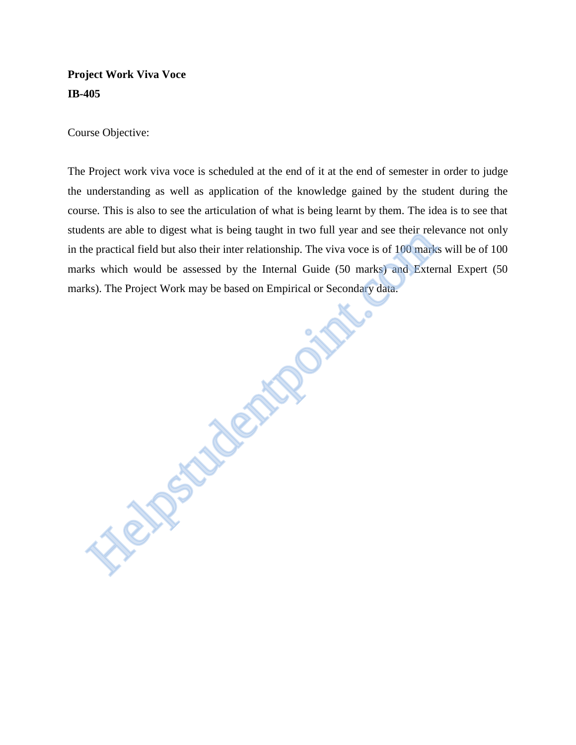**Project Work Viva Voce**

**IB-405**

Course Objective:

The Project work viva voce is scheduled at the end of it at the end of semester in order to judge the understanding as well as application of the knowledge gained by the student during the course. This is also to see the articulation of what is being learnt by them. The idea is to see that students are able to digest what is being taught in two full year and see their relevance not only in the practical field but also their inter relationship. The viva voce is of 100 marks will be of 100 marks which would be assessed by the Internal Guide (50 marks) and External Expert (50 marks). The Project Work may be based on Empirical or Secondary data.